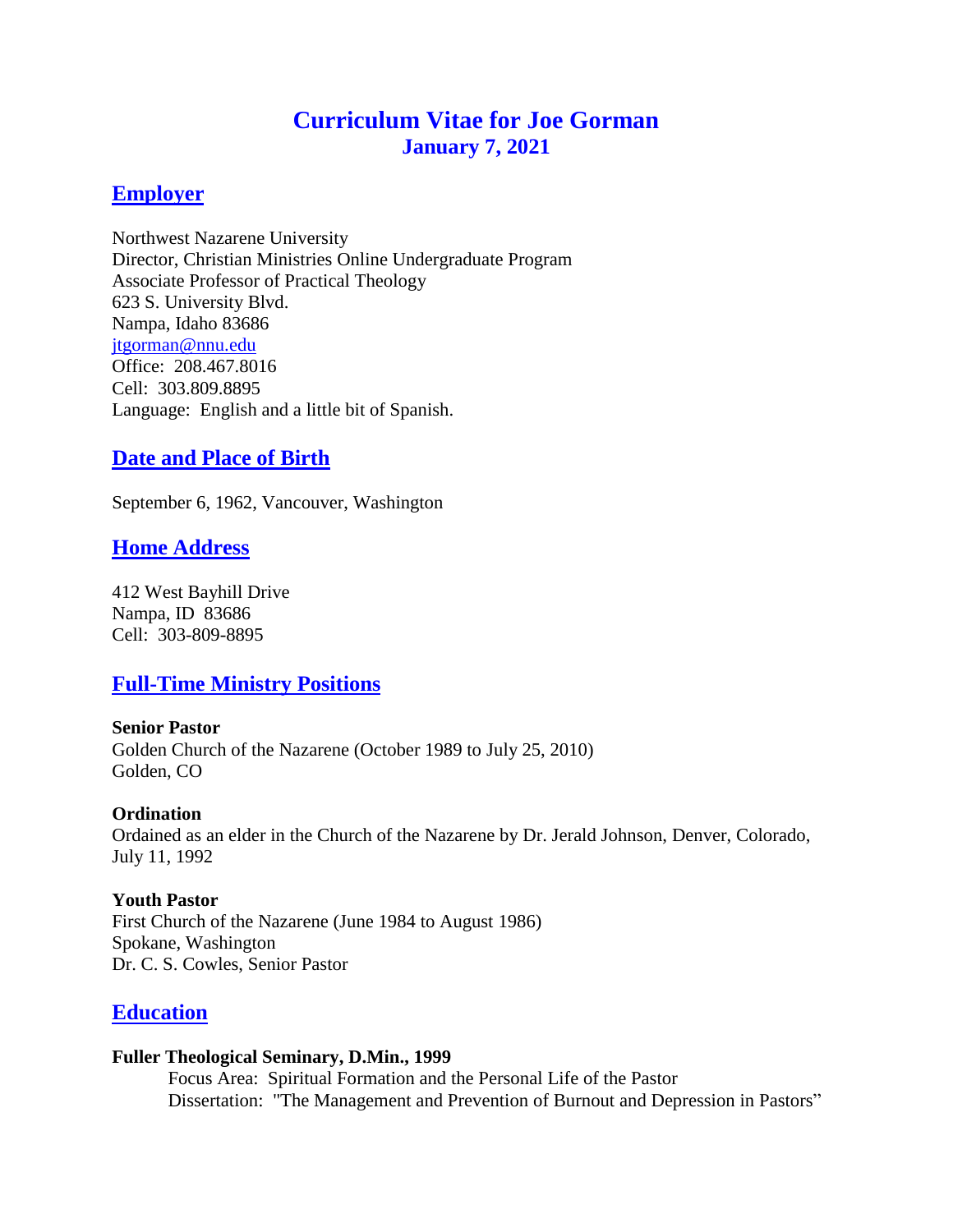# Curriculum Vitae for Joe Gorman

**January 7, 2021**

## Employer

Northwest Nazarene University
Director, Christian Ministries Online Undergraduate Program
Associate Professor of Practical Theology
623 S. University Blvd.
Nampa, Idaho 83686
jtgorman@nnu.edu
Office: 208.467.8016
Cell: 303.809.8895
Language: English and a little bit of Spanish.

## Date and Place of Birth

September 6, 1962, Vancouver, Washington

## Home Address

412 West Bayhill Drive
Nampa, ID 83686
Cell: 303-809-8895

## Full-Time Ministry Positions

**Senior Pastor**
Golden Church of the Nazarene (October 1989 to July 25, 2010)
Golden, CO

**Ordination**
Ordained as an elder in the Church of the Nazarene by Dr. Jerald Johnson, Denver, Colorado, July 11, 1992

**Youth Pastor**
First Church of the Nazarene (June 1984 to August 1986)
Spokane, Washington
Dr. C. S. Cowles, Senior Pastor

## Education

**Fuller Theological Seminary, D.Min., 1999**

Focus Area: Spiritual Formation and the Personal Life of the Pastor
Dissertation: "The Management and Prevention of Burnout and Depression in Pastors"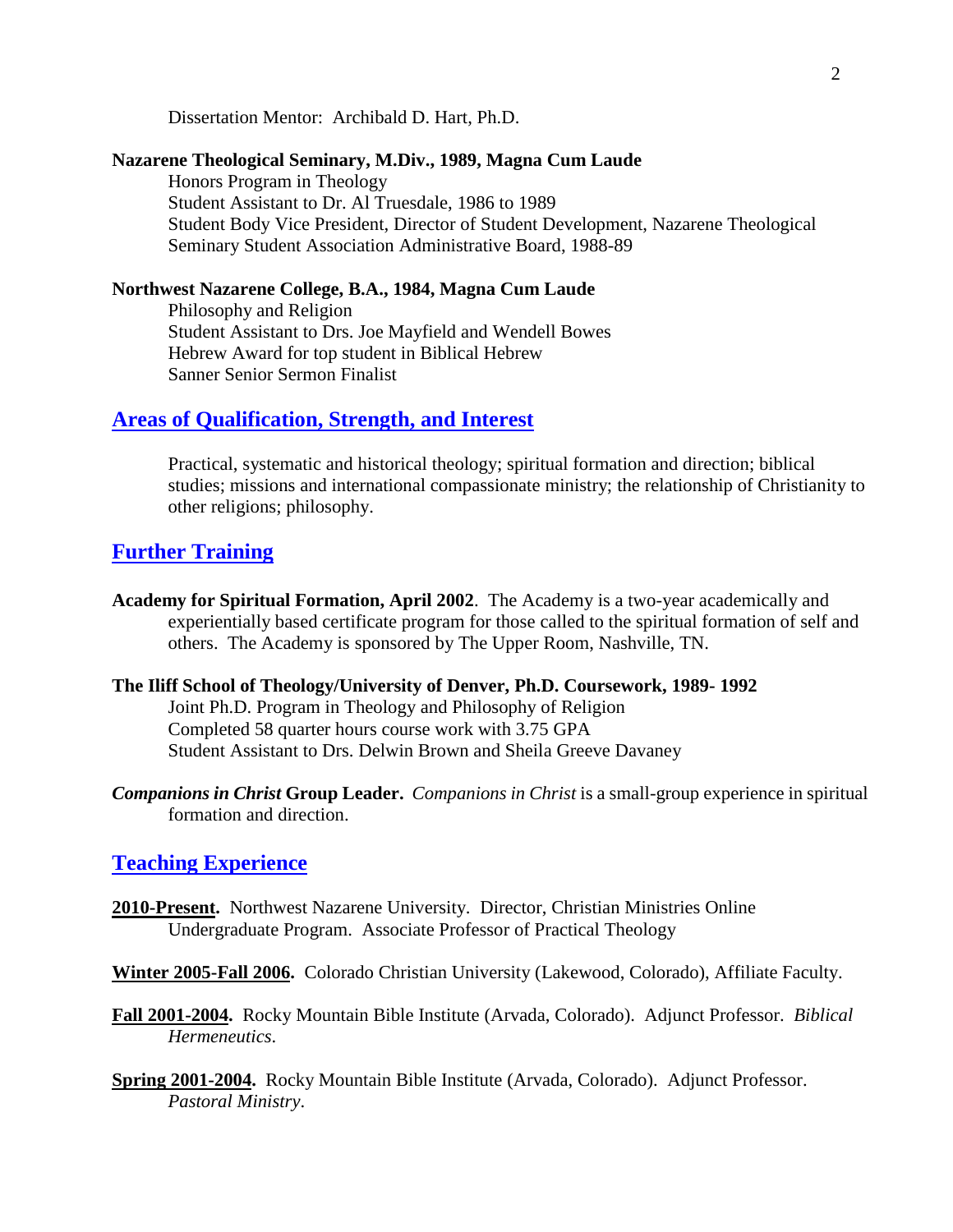Dissertation Mentor: Archibald D. Hart, Ph.D.

**Nazarene Theological Seminary, M.Div., 1989, Magna Cum Laude**

Honors Program in Theology
Student Assistant to Dr. Al Truesdale, 1986 to 1989
Student Body Vice President, Director of Student Development, Nazarene Theological Seminary Student Association Administrative Board, 1988-89

**Northwest Nazarene College, B.A., 1984, Magna Cum Laude**

Philosophy and Religion
Student Assistant to Drs. Joe Mayfield and Wendell Bowes
Hebrew Award for top student in Biblical Hebrew
Sanner Senior Sermon Finalist

## Areas of Qualification, Strength, and Interest

Practical, systematic and historical theology; spiritual formation and direction; biblical studies; missions and international compassionate ministry; the relationship of Christianity to other religions; philosophy.

## Further Training

**Academy for Spiritual Formation, April 2002**. The Academy is a two-year academically and experientially based certificate program for those called to the spiritual formation of self and others. The Academy is sponsored by The Upper Room, Nashville, TN.

**The Iliff School of Theology/University of Denver, Ph.D. Coursework, 1989- 1992**

Joint Ph.D. Program in Theology and Philosophy of Religion
Completed 58 quarter hours course work with 3.75 GPA
Student Assistant to Drs. Delwin Brown and Sheila Greeve Davaney

***Companions in Christ* Group Leader.** *Companions in Christ* is a small-group experience in spiritual formation and direction.

## Teaching Experience

**2010-Present.** Northwest Nazarene University. Director, Christian Ministries Online Undergraduate Program. Associate Professor of Practical Theology

**Winter 2005-Fall 2006.** Colorado Christian University (Lakewood, Colorado), Affiliate Faculty.

**Fall 2001-2004.** Rocky Mountain Bible Institute (Arvada, Colorado). Adjunct Professor. *Biblical Hermeneutics*.

**Spring 2001-2004.** Rocky Mountain Bible Institute (Arvada, Colorado). Adjunct Professor. *Pastoral Ministry*.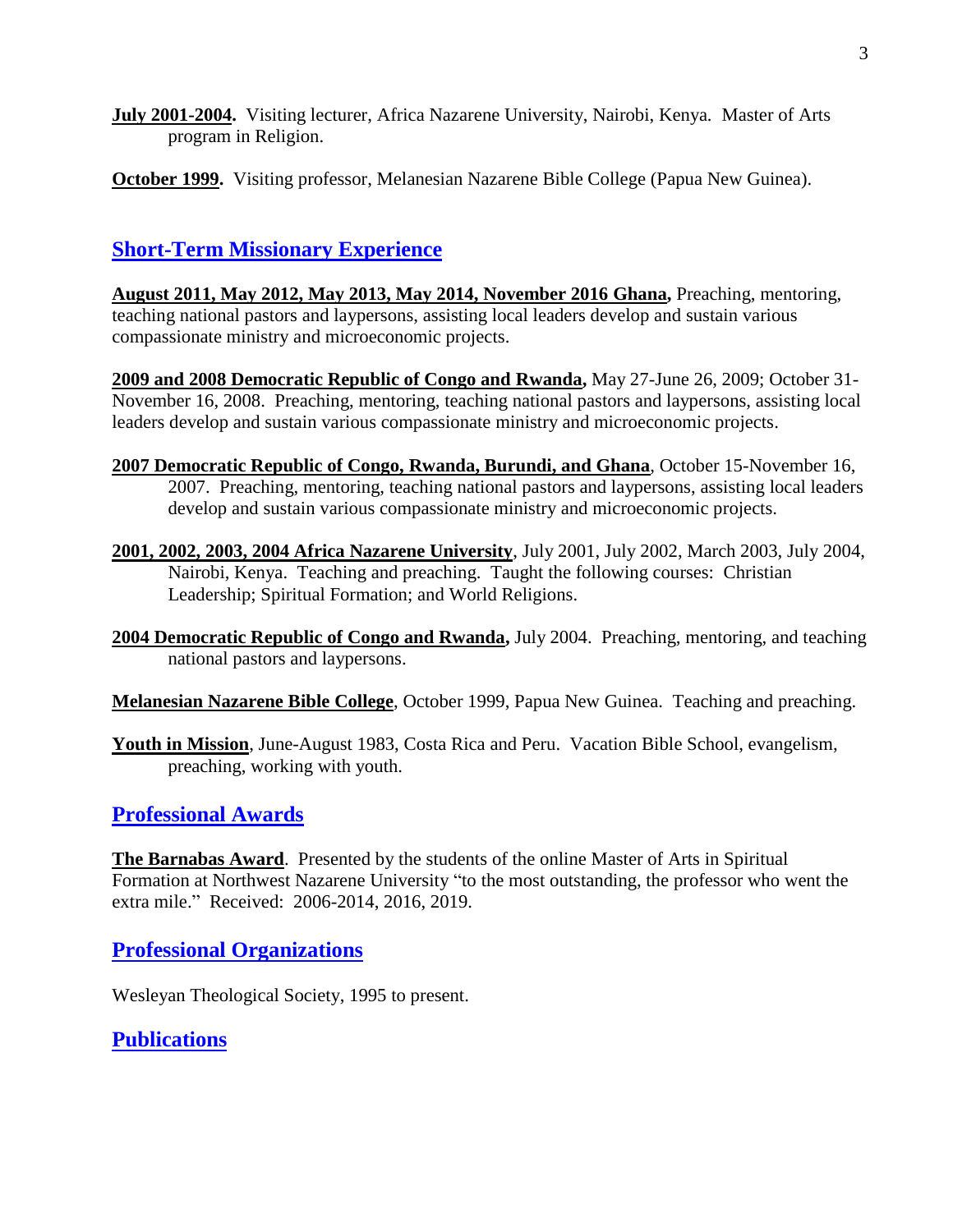**July 2001-2004.** Visiting lecturer, Africa Nazarene University, Nairobi, Kenya. Master of Arts program in Religion.

**October 1999.** Visiting professor, Melanesian Nazarene Bible College (Papua New Guinea).

## Short-Term Missionary Experience

**August 2011, May 2012, May 2013, May 2014, November 2016 Ghana,** Preaching, mentoring, teaching national pastors and laypersons, assisting local leaders develop and sustain various compassionate ministry and microeconomic projects.

**2009 and 2008 Democratic Republic of Congo and Rwanda,** May 27-June 26, 2009; October 31-November 16, 2008. Preaching, mentoring, teaching national pastors and laypersons, assisting local leaders develop and sustain various compassionate ministry and microeconomic projects.

**2007 Democratic Republic of Congo, Rwanda, Burundi, and Ghana**, October 15-November 16, 2007. Preaching, mentoring, teaching national pastors and laypersons, assisting local leaders develop and sustain various compassionate ministry and microeconomic projects.

**2001, 2002, 2003, 2004 Africa Nazarene University**, July 2001, July 2002, March 2003, July 2004, Nairobi, Kenya. Teaching and preaching. Taught the following courses: Christian Leadership; Spiritual Formation; and World Religions.

**2004 Democratic Republic of Congo and Rwanda,** July 2004. Preaching, mentoring, and teaching national pastors and laypersons.

**Melanesian Nazarene Bible College**, October 1999, Papua New Guinea. Teaching and preaching.

**Youth in Mission**, June-August 1983, Costa Rica and Peru. Vacation Bible School, evangelism, preaching, working with youth.

## Professional Awards

**The Barnabas Award**. Presented by the students of the online Master of Arts in Spiritual Formation at Northwest Nazarene University "to the most outstanding, the professor who went the extra mile." Received: 2006-2014, 2016, 2019.

## Professional Organizations

Wesleyan Theological Society, 1995 to present.

## Publications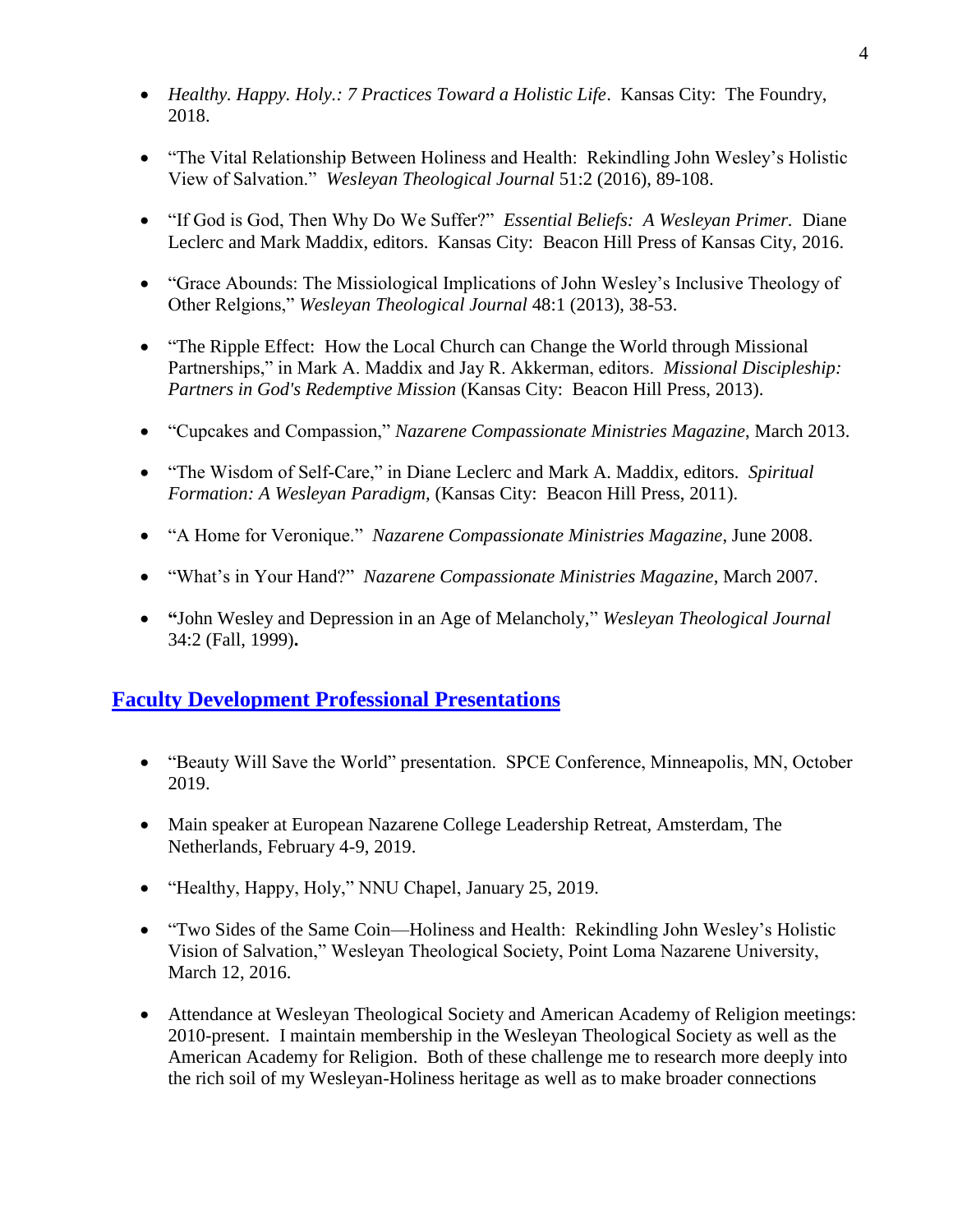- *Healthy. Happy. Holy.: 7 Practices Toward a Holistic Life*. Kansas City: The Foundry, 2018.

- "The Vital Relationship Between Holiness and Health: Rekindling John Wesley's Holistic View of Salvation." *Wesleyan Theological Journal* 51:2 (2016), 89-108.

- "If God is God, Then Why Do We Suffer?" *Essential Beliefs: A Wesleyan Primer.* Diane Leclerc and Mark Maddix, editors. Kansas City: Beacon Hill Press of Kansas City, 2016.

- "Grace Abounds: The Missiological Implications of John Wesley's Inclusive Theology of Other Relgions," *Wesleyan Theological Journal* 48:1 (2013), 38-53.

- "The Ripple Effect: How the Local Church can Change the World through Missional Partnerships," in Mark A. Maddix and Jay R. Akkerman, editors. *Missional Discipleship: Partners in God's Redemptive Mission* (Kansas City: Beacon Hill Press, 2013).

- "Cupcakes and Compassion," *Nazarene Compassionate Ministries Magazine*, March 2013.

- "The Wisdom of Self-Care," in Diane Leclerc and Mark A. Maddix, editors. *Spiritual Formation: A Wesleyan Paradigm,* (Kansas City: Beacon Hill Press, 2011).

- "A Home for Veronique." *Nazarene Compassionate Ministries Magazine*, June 2008.

- "What's in Your Hand?" *Nazarene Compassionate Ministries Magazine*, March 2007.

- **"**John Wesley and Depression in an Age of Melancholy," *Wesleyan Theological Journal* 34:2 (Fall, 1999)**.**

## Faculty Development Professional Presentations

- "Beauty Will Save the World" presentation. SPCE Conference, Minneapolis, MN, October 2019.

- Main speaker at European Nazarene College Leadership Retreat, Amsterdam, The Netherlands, February 4-9, 2019.

- "Healthy, Happy, Holy," NNU Chapel, January 25, 2019.

- "Two Sides of the Same Coin—Holiness and Health: Rekindling John Wesley's Holistic Vision of Salvation," Wesleyan Theological Society, Point Loma Nazarene University, March 12, 2016.

- Attendance at Wesleyan Theological Society and American Academy of Religion meetings: 2010-present. I maintain membership in the Wesleyan Theological Society as well as the American Academy for Religion. Both of these challenge me to research more deeply into the rich soil of my Wesleyan-Holiness heritage as well as to make broader connections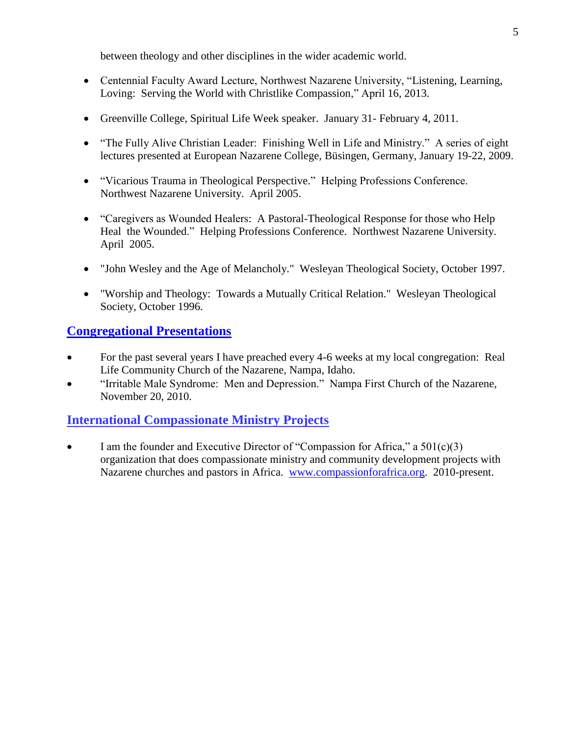between theology and other disciplines in the wider academic world.

- Centennial Faculty Award Lecture, Northwest Nazarene University, "Listening, Learning, Loving: Serving the World with Christlike Compassion," April 16, 2013.

- Greenville College, Spiritual Life Week speaker. January 31- February 4, 2011.

- "The Fully Alive Christian Leader: Finishing Well in Life and Ministry." A series of eight lectures presented at European Nazarene College, Büsingen, Germany, January 19-22, 2009.

- "Vicarious Trauma in Theological Perspective." Helping Professions Conference. Northwest Nazarene University. April 2005.

- "Caregivers as Wounded Healers: A Pastoral-Theological Response for those who Help Heal the Wounded." Helping Professions Conference. Northwest Nazarene University. April 2005.

- "John Wesley and the Age of Melancholy." Wesleyan Theological Society, October 1997.

- "Worship and Theology: Towards a Mutually Critical Relation." Wesleyan Theological Society, October 1996.

## Congregational Presentations

- For the past several years I have preached every 4-6 weeks at my local congregation: Real Life Community Church of the Nazarene, Nampa, Idaho.
- "Irritable Male Syndrome: Men and Depression." Nampa First Church of the Nazarene, November 20, 2010.

## International Compassionate Ministry Projects

- I am the founder and Executive Director of "Compassion for Africa," a 501(c)(3) organization that does compassionate ministry and community development projects with Nazarene churches and pastors in Africa. www.compassionforafrica.org. 2010-present.